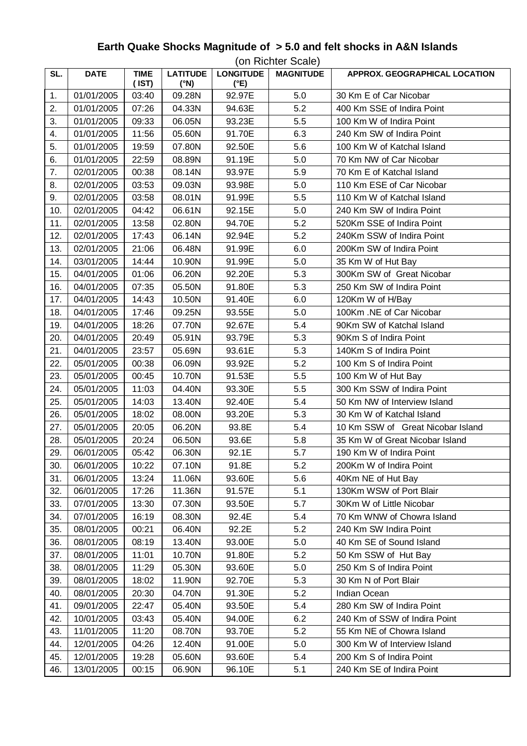## Earth Quake Shocks Magnitude of > 5.0 and felt shocks in A&N Islands

(on Richter Scale)

| SL. | DATE | TIME (IST) | LATITUDE (°N) | LONGITUDE (°E) | MAGNITUDE | APPROX. GEOGRAPHICAL LOCATION |
|---|---|---|---|---|---|---|
| 1. | 01/01/2005 | 03:40 | 09.28N | 92.97E | 5.0 | 30 Km E of Car Nicobar |
| 2. | 01/01/2005 | 07:26 | 04.33N | 94.63E | 5.2 | 400 Km SSE of Indira Point |
| 3. | 01/01/2005 | 09:33 | 06.05N | 93.23E | 5.5 | 100 Km W of Indira Point |
| 4. | 01/01/2005 | 11:56 | 05.60N | 91.70E | 6.3 | 240 Km SW of Indira Point |
| 5. | 01/01/2005 | 19:59 | 07.80N | 92.50E | 5.6 | 100 Km W of Katchal Island |
| 6. | 01/01/2005 | 22:59 | 08.89N | 91.19E | 5.0 | 70 Km NW of Car Nicobar |
| 7. | 02/01/2005 | 00:38 | 08.14N | 93.97E | 5.9 | 70 Km E of Katchal Island |
| 8. | 02/01/2005 | 03:53 | 09.03N | 93.98E | 5.0 | 110 Km ESE of Car Nicobar |
| 9. | 02/01/2005 | 03:58 | 08.01N | 91.99E | 5.5 | 110 Km W of Katchal Island |
| 10. | 02/01/2005 | 04:42 | 06.61N | 92.15E | 5.0 | 240 Km SW of Indira Point |
| 11. | 02/01/2005 | 13:58 | 02.80N | 94.70E | 5.2 | 520Km SSE of Indira Point |
| 12. | 02/01/2005 | 17:43 | 06.14N | 92.94E | 5.2 | 240Km SSW of Indira Point |
| 13. | 02/01/2005 | 21:06 | 06.48N | 91.99E | 6.0 | 200Km SW of Indira Point |
| 14. | 03/01/2005 | 14:44 | 10.90N | 91.99E | 5.0 | 35 Km W of Hut Bay |
| 15. | 04/01/2005 | 01:06 | 06.20N | 92.20E | 5.3 | 300Km SW of Great Nicobar |
| 16. | 04/01/2005 | 07:35 | 05.50N | 91.80E | 5.3 | 250 Km SW of Indira Point |
| 17. | 04/01/2005 | 14:43 | 10.50N | 91.40E | 6.0 | 120Km W of H/Bay |
| 18. | 04/01/2005 | 17:46 | 09.25N | 93.55E | 5.0 | 100Km .NE of Car Nicobar |
| 19. | 04/01/2005 | 18:26 | 07.70N | 92.67E | 5.4 | 90Km SW of Katchal Island |
| 20. | 04/01/2005 | 20:49 | 05.91N | 93.79E | 5.3 | 90Km S of Indira Point |
| 21. | 04/01/2005 | 23:57 | 05.69N | 93.61E | 5.3 | 140Km S of Indira Point |
| 22. | 05/01/2005 | 00:38 | 06.09N | 93.92E | 5.2 | 100 Km S of Indira Point |
| 23. | 05/01/2005 | 00:45 | 10.70N | 91.53E | 5.5 | 100 Km W of Hut Bay |
| 24. | 05/01/2005 | 11:03 | 04.40N | 93.30E | 5.5 | 300 Km SSW of Indira Point |
| 25. | 05/01/2005 | 14:03 | 13.40N | 92.40E | 5.4 | 50 Km NW of Interview Island |
| 26. | 05/01/2005 | 18:02 | 08.00N | 93.20E | 5.3 | 30 Km W of Katchal Island |
| 27. | 05/01/2005 | 20:05 | 06.20N | 93.8E | 5.4 | 10 Km SSW of Great Nicobar Island |
| 28. | 05/01/2005 | 20:24 | 06.50N | 93.6E | 5.8 | 35 Km W of Great Nicobar Island |
| 29. | 06/01/2005 | 05:42 | 06.30N | 92.1E | 5.7 | 190 Km W of Indira Point |
| 30. | 06/01/2005 | 10:22 | 07.10N | 91.8E | 5.2 | 200Km W of Indira Point |
| 31. | 06/01/2005 | 13:24 | 11.06N | 93.60E | 5.6 | 40Km NE of Hut Bay |
| 32. | 06/01/2005 | 17:26 | 11.36N | 91.57E | 5.1 | 130Km WSW of Port Blair |
| 33. | 07/01/2005 | 13:30 | 07.30N | 93.50E | 5.7 | 30Km W of Little Nicobar |
| 34. | 07/01/2005 | 16:19 | 08.30N | 92.4E | 5.4 | 70 Km WNW of Chowra Island |
| 35. | 08/01/2005 | 00:21 | 06.40N | 92.2E | 5.2 | 240 Km SW Indira Point |
| 36. | 08/01/2005 | 08:19 | 13.40N | 93.00E | 5.0 | 40 Km SE of Sound Island |
| 37. | 08/01/2005 | 11:01 | 10.70N | 91.80E | 5.2 | 50 Km SSW of Hut Bay |
| 38. | 08/01/2005 | 11:29 | 05.30N | 93.60E | 5.0 | 250 Km S of Indira Point |
| 39. | 08/01/2005 | 18:02 | 11.90N | 92.70E | 5.3 | 30 Km N of Port Blair |
| 40. | 08/01/2005 | 20:30 | 04.70N | 91.30E | 5.2 | Indian Ocean |
| 41. | 09/01/2005 | 22:47 | 05.40N | 93.50E | 5.4 | 280 Km SW of Indira Point |
| 42. | 10/01/2005 | 03:43 | 05.40N | 94.00E | 6.2 | 240 Km of SSW of Indira Point |
| 43. | 11/01/2005 | 11:20 | 08.70N | 93.70E | 5.2 | 55 Km NE of Chowra Island |
| 44. | 12/01/2005 | 04:26 | 12.40N | 91.00E | 5.0 | 300 Km W of Interview Island |
| 45. | 12/01/2005 | 19:28 | 05.60N | 93.60E | 5.4 | 200 Km S of Indira Point |
| 46. | 13/01/2005 | 00:15 | 06.90N | 96.10E | 5.1 | 240 Km SE of Indira Point |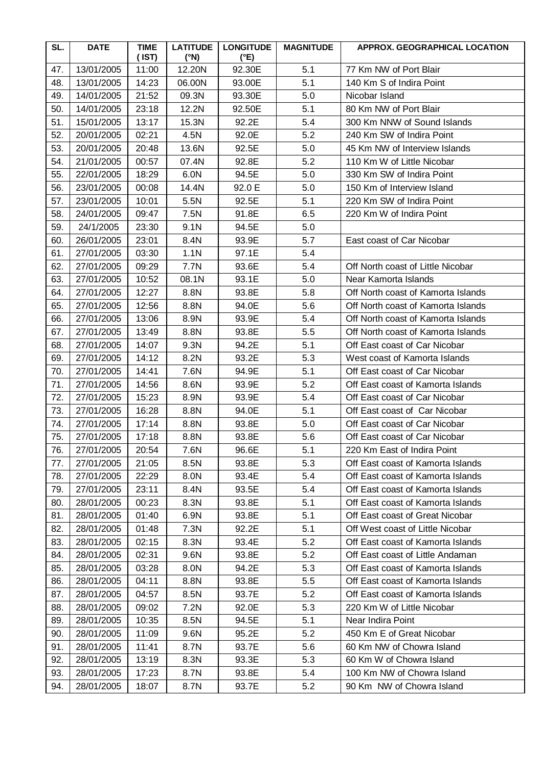| SL. | DATE | TIME (IST) | LATITUDE (°N) | LONGITUDE (°E) | MAGNITUDE | APPROX. GEOGRAPHICAL LOCATION |
|---|---|---|---|---|---|---|
| 47. | 13/01/2005 | 11:00 | 12.20N | 92.30E | 5.1 | 77 Km NW of Port Blair |
| 48. | 13/01/2005 | 14:23 | 06.00N | 93.00E | 5.1 | 140 Km S of Indira Point |
| 49. | 14/01/2005 | 21:52 | 09.3N | 93.30E | 5.0 | Nicobar Island |
| 50. | 14/01/2005 | 23:18 | 12.2N | 92.50E | 5.1 | 80 Km NW of Port Blair |
| 51. | 15/01/2005 | 13:17 | 15.3N | 92.2E | 5.4 | 300 Km NNW of Sound Islands |
| 52. | 20/01/2005 | 02:21 | 4.5N | 92.0E | 5.2 | 240 Km SW of Indira Point |
| 53. | 20/01/2005 | 20:48 | 13.6N | 92.5E | 5.0 | 45 Km NW of Interview Islands |
| 54. | 21/01/2005 | 00:57 | 07.4N | 92.8E | 5.2 | 110 Km W of Little Nicobar |
| 55. | 22/01/2005 | 18:29 | 6.0N | 94.5E | 5.0 | 330 Km SW of Indira Point |
| 56. | 23/01/2005 | 00:08 | 14.4N | 92.0 E | 5.0 | 150 Km of Interview Island |
| 57. | 23/01/2005 | 10:01 | 5.5N | 92.5E | 5.1 | 220 Km SW of Indira Point |
| 58. | 24/01/2005 | 09:47 | 7.5N | 91.8E | 6.5 | 220 Km W of Indira Point |
| 59. | 24/1/2005 | 23:30 | 9.1N | 94.5E | 5.0 | |
| 60. | 26/01/2005 | 23:01 | 8.4N | 93.9E | 5.7 | East coast of Car Nicobar |
| 61. | 27/01/2005 | 03:30 | 1.1N | 97.1E | 5.4 | |
| 62. | 27/01/2005 | 09:29 | 7.7N | 93.6E | 5.4 | Off North coast of Little Nicobar |
| 63. | 27/01/2005 | 10:52 | 08.1N | 93.1E | 5.0 | Near Kamorta Islands |
| 64. | 27/01/2005 | 12:27 | 8.8N | 93.8E | 5.8 | Off North coast of Kamorta Islands |
| 65. | 27/01/2005 | 12:56 | 8.8N | 94.0E | 5.6 | Off North coast of Kamorta Islands |
| 66. | 27/01/2005 | 13:06 | 8.9N | 93.9E | 5.4 | Off North coast of Kamorta Islands |
| 67. | 27/01/2005 | 13:49 | 8.8N | 93.8E | 5.5 | Off North coast of Kamorta Islands |
| 68. | 27/01/2005 | 14:07 | 9.3N | 94.2E | 5.1 | Off East coast of Car Nicobar |
| 69. | 27/01/2005 | 14:12 | 8.2N | 93.2E | 5.3 | West coast of Kamorta Islands |
| 70. | 27/01/2005 | 14:41 | 7.6N | 94.9E | 5.1 | Off East coast of Car Nicobar |
| 71. | 27/01/2005 | 14:56 | 8.6N | 93.9E | 5.2 | Off East coast of Kamorta Islands |
| 72. | 27/01/2005 | 15:23 | 8.9N | 93.9E | 5.4 | Off East coast of Car Nicobar |
| 73. | 27/01/2005 | 16:28 | 8.8N | 94.0E | 5.1 | Off East coast of Car Nicobar |
| 74. | 27/01/2005 | 17:14 | 8.8N | 93.8E | 5.0 | Off East coast of Car Nicobar |
| 75. | 27/01/2005 | 17:18 | 8.8N | 93.8E | 5.6 | Off East coast of Car Nicobar |
| 76. | 27/01/2005 | 20:54 | 7.6N | 96.6E | 5.1 | 220 Km East of Indira Point |
| 77. | 27/01/2005 | 21:05 | 8.5N | 93.8E | 5.3 | Off East coast of Kamorta Islands |
| 78. | 27/01/2005 | 22:29 | 8.0N | 93.4E | 5.4 | Off East coast of Kamorta Islands |
| 79. | 27/01/2005 | 23:11 | 8.4N | 93.5E | 5.4 | Off East coast of Kamorta Islands |
| 80. | 28/01/2005 | 00:23 | 8.3N | 93.8E | 5.1 | Off East coast of Kamorta Islands |
| 81. | 28/01/2005 | 01:40 | 6.9N | 93.8E | 5.1 | Off East coast of Great Nicobar |
| 82. | 28/01/2005 | 01:48 | 7.3N | 92.2E | 5.1 | Off West coast of Little Nicobar |
| 83. | 28/01/2005 | 02:15 | 8.3N | 93.4E | 5.2 | Off East coast of Kamorta Islands |
| 84. | 28/01/2005 | 02:31 | 9.6N | 93.8E | 5.2 | Off East coast of Little Andaman |
| 85. | 28/01/2005 | 03:28 | 8.0N | 94.2E | 5.3 | Off East coast of Kamorta Islands |
| 86. | 28/01/2005 | 04:11 | 8.8N | 93.8E | 5.5 | Off East coast of Kamorta Islands |
| 87. | 28/01/2005 | 04:57 | 8.5N | 93.7E | 5.2 | Off East coast of Kamorta Islands |
| 88. | 28/01/2005 | 09:02 | 7.2N | 92.0E | 5.3 | 220 Km W of Little Nicobar |
| 89. | 28/01/2005 | 10:35 | 8.5N | 94.5E | 5.1 | Near Indira Point |
| 90. | 28/01/2005 | 11:09 | 9.6N | 95.2E | 5.2 | 450 Km E of Great Nicobar |
| 91. | 28/01/2005 | 11:41 | 8.7N | 93.7E | 5.6 | 60 Km NW of Chowra Island |
| 92. | 28/01/2005 | 13:19 | 8.3N | 93.3E | 5.3 | 60 Km W of Chowra Island |
| 93. | 28/01/2005 | 17:23 | 8.7N | 93.8E | 5.4 | 100 Km NW of Chowra Island |
| 94. | 28/01/2005 | 18:07 | 8.7N | 93.7E | 5.2 | 90 Km NW of Chowra Island |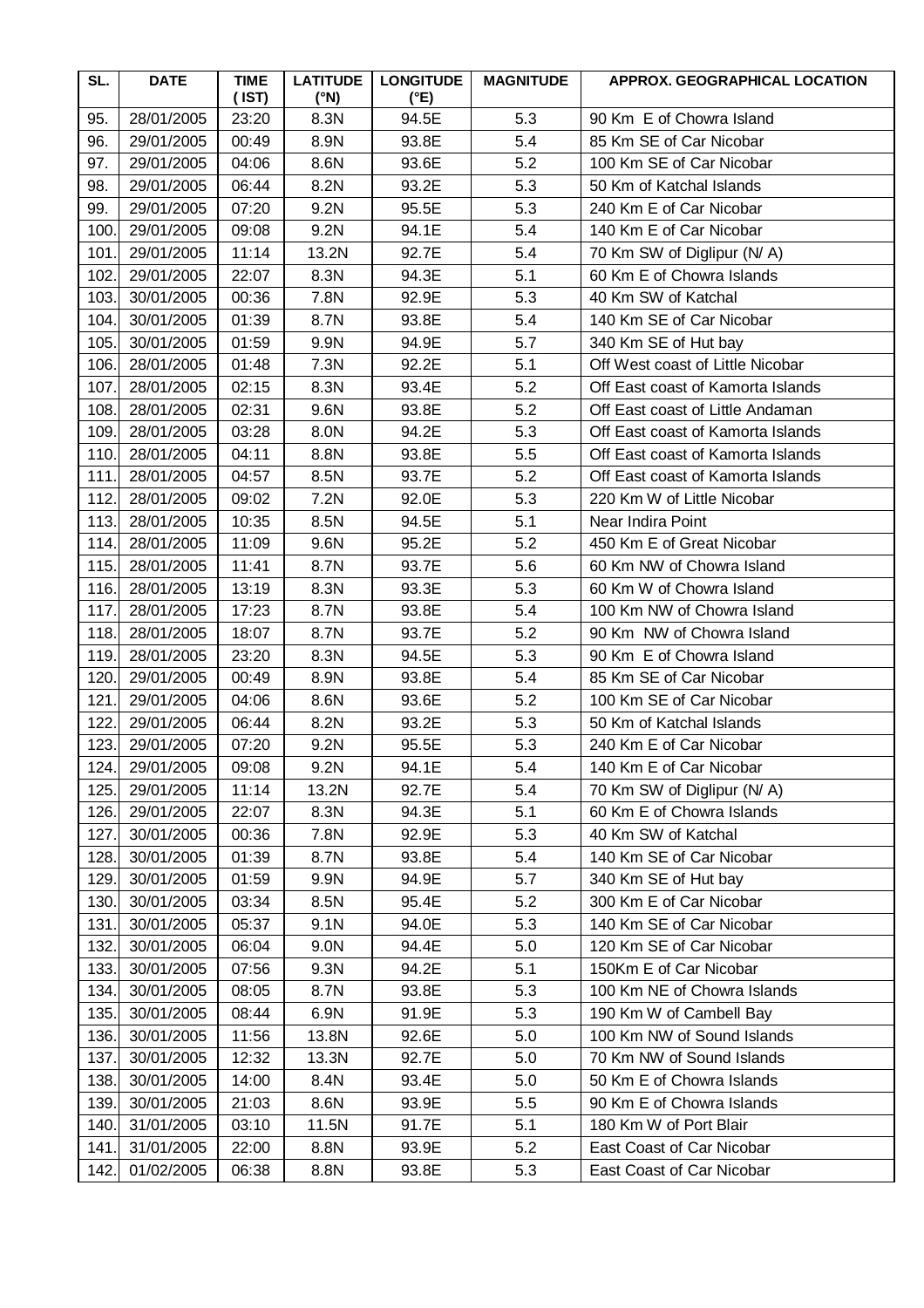| SL. | DATE | TIME (IST) | LATITUDE (°N) | LONGITUDE (°E) | MAGNITUDE | APPROX. GEOGRAPHICAL LOCATION |
|---|---|---|---|---|---|---|
| 95. | 28/01/2005 | 23:20 | 8.3N | 94.5E | 5.3 | 90 Km E of Chowra Island |
| 96. | 29/01/2005 | 00:49 | 8.9N | 93.8E | 5.4 | 85 Km SE of Car Nicobar |
| 97. | 29/01/2005 | 04:06 | 8.6N | 93.6E | 5.2 | 100 Km SE of Car Nicobar |
| 98. | 29/01/2005 | 06:44 | 8.2N | 93.2E | 5.3 | 50 Km of Katchal Islands |
| 99. | 29/01/2005 | 07:20 | 9.2N | 95.5E | 5.3 | 240 Km E of Car Nicobar |
| 100. | 29/01/2005 | 09:08 | 9.2N | 94.1E | 5.4 | 140 Km E of Car Nicobar |
| 101. | 29/01/2005 | 11:14 | 13.2N | 92.7E | 5.4 | 70 Km SW of Diglipur (N/ A) |
| 102. | 29/01/2005 | 22:07 | 8.3N | 94.3E | 5.1 | 60 Km E of Chowra Islands |
| 103. | 30/01/2005 | 00:36 | 7.8N | 92.9E | 5.3 | 40 Km SW of Katchal |
| 104. | 30/01/2005 | 01:39 | 8.7N | 93.8E | 5.4 | 140 Km SE of Car Nicobar |
| 105. | 30/01/2005 | 01:59 | 9.9N | 94.9E | 5.7 | 340 Km SE of Hut bay |
| 106. | 28/01/2005 | 01:48 | 7.3N | 92.2E | 5.1 | Off West coast of Little Nicobar |
| 107. | 28/01/2005 | 02:15 | 8.3N | 93.4E | 5.2 | Off East coast of Kamorta Islands |
| 108. | 28/01/2005 | 02:31 | 9.6N | 93.8E | 5.2 | Off East coast of Little Andaman |
| 109. | 28/01/2005 | 03:28 | 8.0N | 94.2E | 5.3 | Off East coast of Kamorta Islands |
| 110. | 28/01/2005 | 04:11 | 8.8N | 93.8E | 5.5 | Off East coast of Kamorta Islands |
| 111. | 28/01/2005 | 04:57 | 8.5N | 93.7E | 5.2 | Off East coast of Kamorta Islands |
| 112. | 28/01/2005 | 09:02 | 7.2N | 92.0E | 5.3 | 220 Km W of Little Nicobar |
| 113. | 28/01/2005 | 10:35 | 8.5N | 94.5E | 5.1 | Near Indira Point |
| 114. | 28/01/2005 | 11:09 | 9.6N | 95.2E | 5.2 | 450 Km E of Great Nicobar |
| 115. | 28/01/2005 | 11:41 | 8.7N | 93.7E | 5.6 | 60 Km NW of Chowra Island |
| 116. | 28/01/2005 | 13:19 | 8.3N | 93.3E | 5.3 | 60 Km W of Chowra Island |
| 117. | 28/01/2005 | 17:23 | 8.7N | 93.8E | 5.4 | 100 Km NW of Chowra Island |
| 118. | 28/01/2005 | 18:07 | 8.7N | 93.7E | 5.2 | 90 Km NW of Chowra Island |
| 119. | 28/01/2005 | 23:20 | 8.3N | 94.5E | 5.3 | 90 Km E of Chowra Island |
| 120. | 29/01/2005 | 00:49 | 8.9N | 93.8E | 5.4 | 85 Km SE of Car Nicobar |
| 121. | 29/01/2005 | 04:06 | 8.6N | 93.6E | 5.2 | 100 Km SE of Car Nicobar |
| 122. | 29/01/2005 | 06:44 | 8.2N | 93.2E | 5.3 | 50 Km of Katchal Islands |
| 123. | 29/01/2005 | 07:20 | 9.2N | 95.5E | 5.3 | 240 Km E of Car Nicobar |
| 124. | 29/01/2005 | 09:08 | 9.2N | 94.1E | 5.4 | 140 Km E of Car Nicobar |
| 125. | 29/01/2005 | 11:14 | 13.2N | 92.7E | 5.4 | 70 Km SW of Diglipur (N/ A) |
| 126. | 29/01/2005 | 22:07 | 8.3N | 94.3E | 5.1 | 60 Km E of Chowra Islands |
| 127. | 30/01/2005 | 00:36 | 7.8N | 92.9E | 5.3 | 40 Km SW of Katchal |
| 128. | 30/01/2005 | 01:39 | 8.7N | 93.8E | 5.4 | 140 Km SE of Car Nicobar |
| 129. | 30/01/2005 | 01:59 | 9.9N | 94.9E | 5.7 | 340 Km SE of Hut bay |
| 130. | 30/01/2005 | 03:34 | 8.5N | 95.4E | 5.2 | 300 Km E of Car Nicobar |
| 131. | 30/01/2005 | 05:37 | 9.1N | 94.0E | 5.3 | 140 Km SE of Car Nicobar |
| 132. | 30/01/2005 | 06:04 | 9.0N | 94.4E | 5.0 | 120 Km SE of Car Nicobar |
| 133. | 30/01/2005 | 07:56 | 9.3N | 94.2E | 5.1 | 150Km E of Car Nicobar |
| 134. | 30/01/2005 | 08:05 | 8.7N | 93.8E | 5.3 | 100 Km NE of Chowra Islands |
| 135. | 30/01/2005 | 08:44 | 6.9N | 91.9E | 5.3 | 190 Km W of Cambell Bay |
| 136. | 30/01/2005 | 11:56 | 13.8N | 92.6E | 5.0 | 100 Km NW of Sound Islands |
| 137. | 30/01/2005 | 12:32 | 13.3N | 92.7E | 5.0 | 70 Km NW of Sound Islands |
| 138. | 30/01/2005 | 14:00 | 8.4N | 93.4E | 5.0 | 50 Km E of Chowra Islands |
| 139. | 30/01/2005 | 21:03 | 8.6N | 93.9E | 5.5 | 90 Km E of Chowra Islands |
| 140. | 31/01/2005 | 03:10 | 11.5N | 91.7E | 5.1 | 180 Km W of Port Blair |
| 141. | 31/01/2005 | 22:00 | 8.8N | 93.9E | 5.2 | East Coast of Car Nicobar |
| 142. | 01/02/2005 | 06:38 | 8.8N | 93.8E | 5.3 | East Coast of Car Nicobar |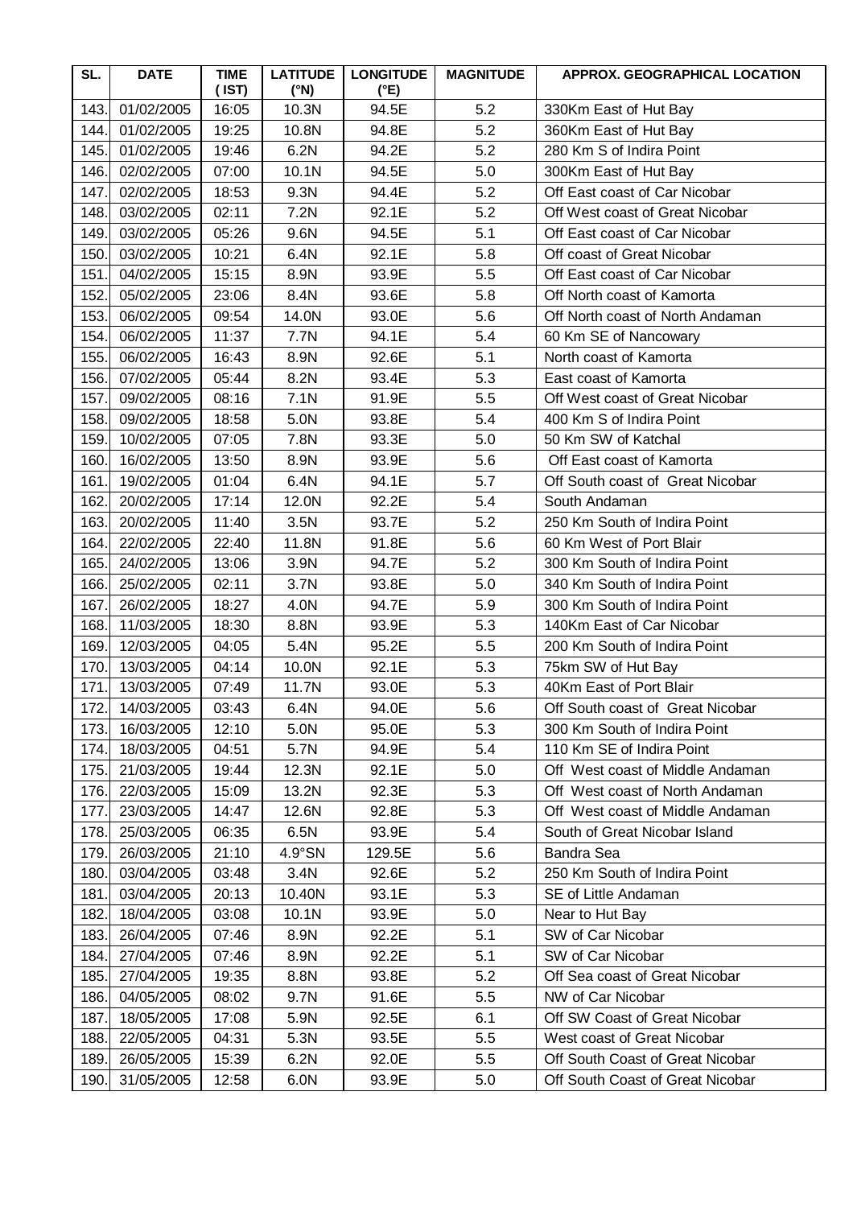| SL. | DATE | TIME (IST) | LATITUDE (°N) | LONGITUDE (°E) | MAGNITUDE | APPROX. GEOGRAPHICAL LOCATION |
|---|---|---|---|---|---|---|
| 143. | 01/02/2005 | 16:05 | 10.3N | 94.5E | 5.2 | 330Km East of Hut Bay |
| 144. | 01/02/2005 | 19:25 | 10.8N | 94.8E | 5.2 | 360Km East of Hut Bay |
| 145. | 01/02/2005 | 19:46 | 6.2N | 94.2E | 5.2 | 280 Km S of Indira Point |
| 146. | 02/02/2005 | 07:00 | 10.1N | 94.5E | 5.0 | 300Km East of Hut Bay |
| 147. | 02/02/2005 | 18:53 | 9.3N | 94.4E | 5.2 | Off East coast of Car Nicobar |
| 148. | 03/02/2005 | 02:11 | 7.2N | 92.1E | 5.2 | Off West coast of Great Nicobar |
| 149. | 03/02/2005 | 05:26 | 9.6N | 94.5E | 5.1 | Off East coast of Car Nicobar |
| 150. | 03/02/2005 | 10:21 | 6.4N | 92.1E | 5.8 | Off coast of Great Nicobar |
| 151. | 04/02/2005 | 15:15 | 8.9N | 93.9E | 5.5 | Off East coast of Car Nicobar |
| 152. | 05/02/2005 | 23:06 | 8.4N | 93.6E | 5.8 | Off North coast of Kamorta |
| 153. | 06/02/2005 | 09:54 | 14.0N | 93.0E | 5.6 | Off North coast of North Andaman |
| 154. | 06/02/2005 | 11:37 | 7.7N | 94.1E | 5.4 | 60 Km SE of Nancowary |
| 155. | 06/02/2005 | 16:43 | 8.9N | 92.6E | 5.1 | North coast of Kamorta |
| 156. | 07/02/2005 | 05:44 | 8.2N | 93.4E | 5.3 | East coast of Kamorta |
| 157. | 09/02/2005 | 08:16 | 7.1N | 91.9E | 5.5 | Off West coast of Great Nicobar |
| 158. | 09/02/2005 | 18:58 | 5.0N | 93.8E | 5.4 | 400 Km S of Indira Point |
| 159. | 10/02/2005 | 07:05 | 7.8N | 93.3E | 5.0 | 50 Km SW of Katchal |
| 160. | 16/02/2005 | 13:50 | 8.9N | 93.9E | 5.6 | Off East coast of Kamorta |
| 161. | 19/02/2005 | 01:04 | 6.4N | 94.1E | 5.7 | Off South coast of Great Nicobar |
| 162. | 20/02/2005 | 17:14 | 12.0N | 92.2E | 5.4 | South Andaman |
| 163. | 20/02/2005 | 11:40 | 3.5N | 93.7E | 5.2 | 250 Km South of Indira Point |
| 164. | 22/02/2005 | 22:40 | 11.8N | 91.8E | 5.6 | 60 Km West of Port Blair |
| 165. | 24/02/2005 | 13:06 | 3.9N | 94.7E | 5.2 | 300 Km South of Indira Point |
| 166. | 25/02/2005 | 02:11 | 3.7N | 93.8E | 5.0 | 340 Km South of Indira Point |
| 167. | 26/02/2005 | 18:27 | 4.0N | 94.7E | 5.9 | 300 Km South of Indira Point |
| 168. | 11/03/2005 | 18:30 | 8.8N | 93.9E | 5.3 | 140Km East of Car Nicobar |
| 169. | 12/03/2005 | 04:05 | 5.4N | 95.2E | 5.5 | 200 Km South of Indira Point |
| 170. | 13/03/2005 | 04:14 | 10.0N | 92.1E | 5.3 | 75km SW of Hut Bay |
| 171. | 13/03/2005 | 07:49 | 11.7N | 93.0E | 5.3 | 40Km East of Port Blair |
| 172. | 14/03/2005 | 03:43 | 6.4N | 94.0E | 5.6 | Off South coast of Great Nicobar |
| 173. | 16/03/2005 | 12:10 | 5.0N | 95.0E | 5.3 | 300 Km South of Indira Point |
| 174. | 18/03/2005 | 04:51 | 5.7N | 94.9E | 5.4 | 110 Km SE of Indira Point |
| 175. | 21/03/2005 | 19:44 | 12.3N | 92.1E | 5.0 | Off West coast of Middle Andaman |
| 176. | 22/03/2005 | 15:09 | 13.2N | 92.3E | 5.3 | Off West coast of North Andaman |
| 177. | 23/03/2005 | 14:47 | 12.6N | 92.8E | 5.3 | Off West coast of Middle Andaman |
| 178. | 25/03/2005 | 06:35 | 6.5N | 93.9E | 5.4 | South of Great Nicobar Island |
| 179. | 26/03/2005 | 21:10 | 4.9°SN | 129.5E | 5.6 | Bandra Sea |
| 180. | 03/04/2005 | 03:48 | 3.4N | 92.6E | 5.2 | 250 Km South of Indira Point |
| 181. | 03/04/2005 | 20:13 | 10.40N | 93.1E | 5.3 | SE of Little Andaman |
| 182. | 18/04/2005 | 03:08 | 10.1N | 93.9E | 5.0 | Near to Hut Bay |
| 183. | 26/04/2005 | 07:46 | 8.9N | 92.2E | 5.1 | SW of Car Nicobar |
| 184. | 27/04/2005 | 07:46 | 8.9N | 92.2E | 5.1 | SW of Car Nicobar |
| 185. | 27/04/2005 | 19:35 | 8.8N | 93.8E | 5.2 | Off Sea coast of Great Nicobar |
| 186. | 04/05/2005 | 08:02 | 9.7N | 91.6E | 5.5 | NW of Car Nicobar |
| 187. | 18/05/2005 | 17:08 | 5.9N | 92.5E | 6.1 | Off SW Coast of Great Nicobar |
| 188. | 22/05/2005 | 04:31 | 5.3N | 93.5E | 5.5 | West coast of Great Nicobar |
| 189. | 26/05/2005 | 15:39 | 6.2N | 92.0E | 5.5 | Off South Coast of Great Nicobar |
| 190. | 31/05/2005 | 12:58 | 6.0N | 93.9E | 5.0 | Off South Coast of Great Nicobar |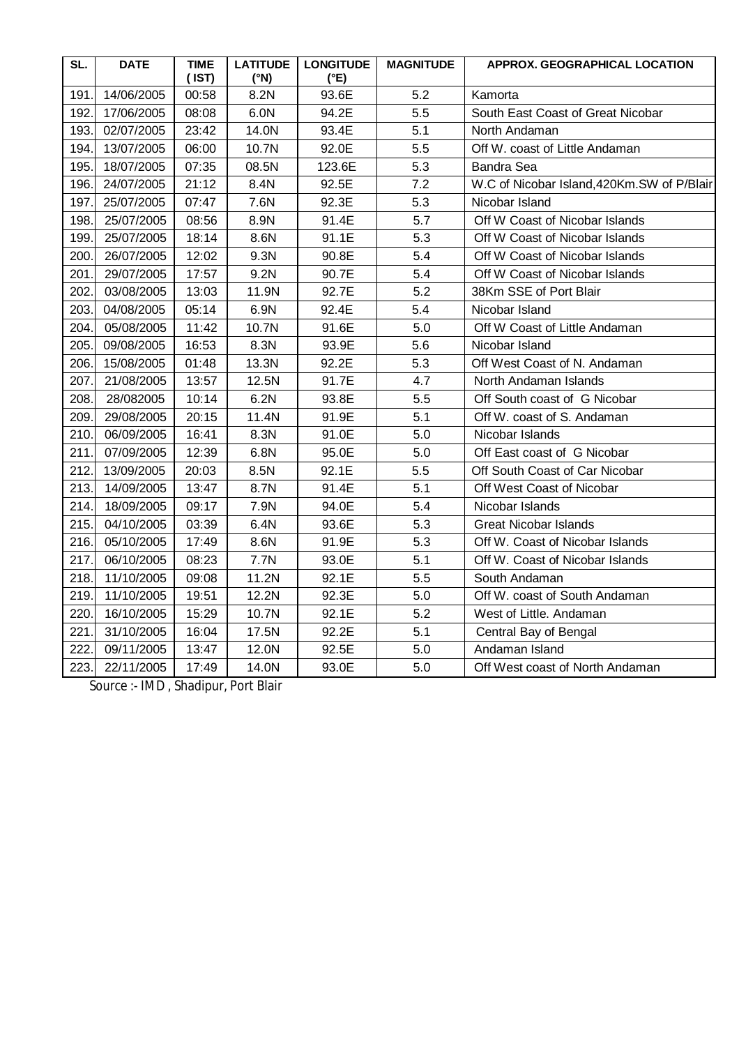| SL. | DATE | TIME ( IST) | LATITUDE (°N) | LONGITUDE (°E) | MAGNITUDE | APPROX. GEOGRAPHICAL LOCATION |
|---|---|---|---|---|---|---|
| 191. | 14/06/2005 | 00:58 | 8.2N | 93.6E | 5.2 | Kamorta |
| 192. | 17/06/2005 | 08:08 | 6.0N | 94.2E | 5.5 | South East Coast of Great Nicobar |
| 193. | 02/07/2005 | 23:42 | 14.0N | 93.4E | 5.1 | North Andaman |
| 194. | 13/07/2005 | 06:00 | 10.7N | 92.0E | 5.5 | Off W. coast of Little Andaman |
| 195. | 18/07/2005 | 07:35 | 08.5N | 123.6E | 5.3 | Bandra Sea |
| 196. | 24/07/2005 | 21:12 | 8.4N | 92.5E | 7.2 | W.C of Nicobar Island,420Km.SW of P/Blair |
| 197. | 25/07/2005 | 07:47 | 7.6N | 92.3E | 5.3 | Nicobar Island |
| 198. | 25/07/2005 | 08:56 | 8.9N | 91.4E | 5.7 | Off W Coast of Nicobar Islands |
| 199. | 25/07/2005 | 18:14 | 8.6N | 91.1E | 5.3 | Off W Coast of Nicobar Islands |
| 200. | 26/07/2005 | 12:02 | 9.3N | 90.8E | 5.4 | Off W Coast of Nicobar Islands |
| 201. | 29/07/2005 | 17:57 | 9.2N | 90.7E | 5.4 | Off W Coast of Nicobar Islands |
| 202. | 03/08/2005 | 13:03 | 11.9N | 92.7E | 5.2 | 38Km SSE of Port Blair |
| 203. | 04/08/2005 | 05:14 | 6.9N | 92.4E | 5.4 | Nicobar Island |
| 204. | 05/08/2005 | 11:42 | 10.7N | 91.6E | 5.0 | Off W Coast of Little Andaman |
| 205. | 09/08/2005 | 16:53 | 8.3N | 93.9E | 5.6 | Nicobar Island |
| 206. | 15/08/2005 | 01:48 | 13.3N | 92.2E | 5.3 | Off West Coast of N. Andaman |
| 207. | 21/08/2005 | 13:57 | 12.5N | 91.7E | 4.7 | North Andaman Islands |
| 208. | 28/082005 | 10:14 | 6.2N | 93.8E | 5.5 | Off South coast of G Nicobar |
| 209. | 29/08/2005 | 20:15 | 11.4N | 91.9E | 5.1 | Off W. coast of S. Andaman |
| 210. | 06/09/2005 | 16:41 | 8.3N | 91.0E | 5.0 | Nicobar Islands |
| 211. | 07/09/2005 | 12:39 | 6.8N | 95.0E | 5.0 | Off East coast of G Nicobar |
| 212. | 13/09/2005 | 20:03 | 8.5N | 92.1E | 5.5 | Off South Coast of Car Nicobar |
| 213. | 14/09/2005 | 13:47 | 8.7N | 91.4E | 5.1 | Off West Coast of Nicobar |
| 214. | 18/09/2005 | 09:17 | 7.9N | 94.0E | 5.4 | Nicobar Islands |
| 215. | 04/10/2005 | 03:39 | 6.4N | 93.6E | 5.3 | Great Nicobar Islands |
| 216. | 05/10/2005 | 17:49 | 8.6N | 91.9E | 5.3 | Off W. Coast of Nicobar Islands |
| 217. | 06/10/2005 | 08:23 | 7.7N | 93.0E | 5.1 | Off W. Coast of Nicobar Islands |
| 218. | 11/10/2005 | 09:08 | 11.2N | 92.1E | 5.5 | South Andaman |
| 219. | 11/10/2005 | 19:51 | 12.2N | 92.3E | 5.0 | Off W. coast of South Andaman |
| 220. | 16/10/2005 | 15:29 | 10.7N | 92.1E | 5.2 | West of Little. Andaman |
| 221. | 31/10/2005 | 16:04 | 17.5N | 92.2E | 5.1 | Central Bay of Bengal |
| 222. | 09/11/2005 | 13:47 | 12.0N | 92.5E | 5.0 | Andaman Island |
| 223. | 22/11/2005 | 17:49 | 14.0N | 93.0E | 5.0 | Off West coast of North Andaman |

Source :- IMD , Shadipur, Port Blair